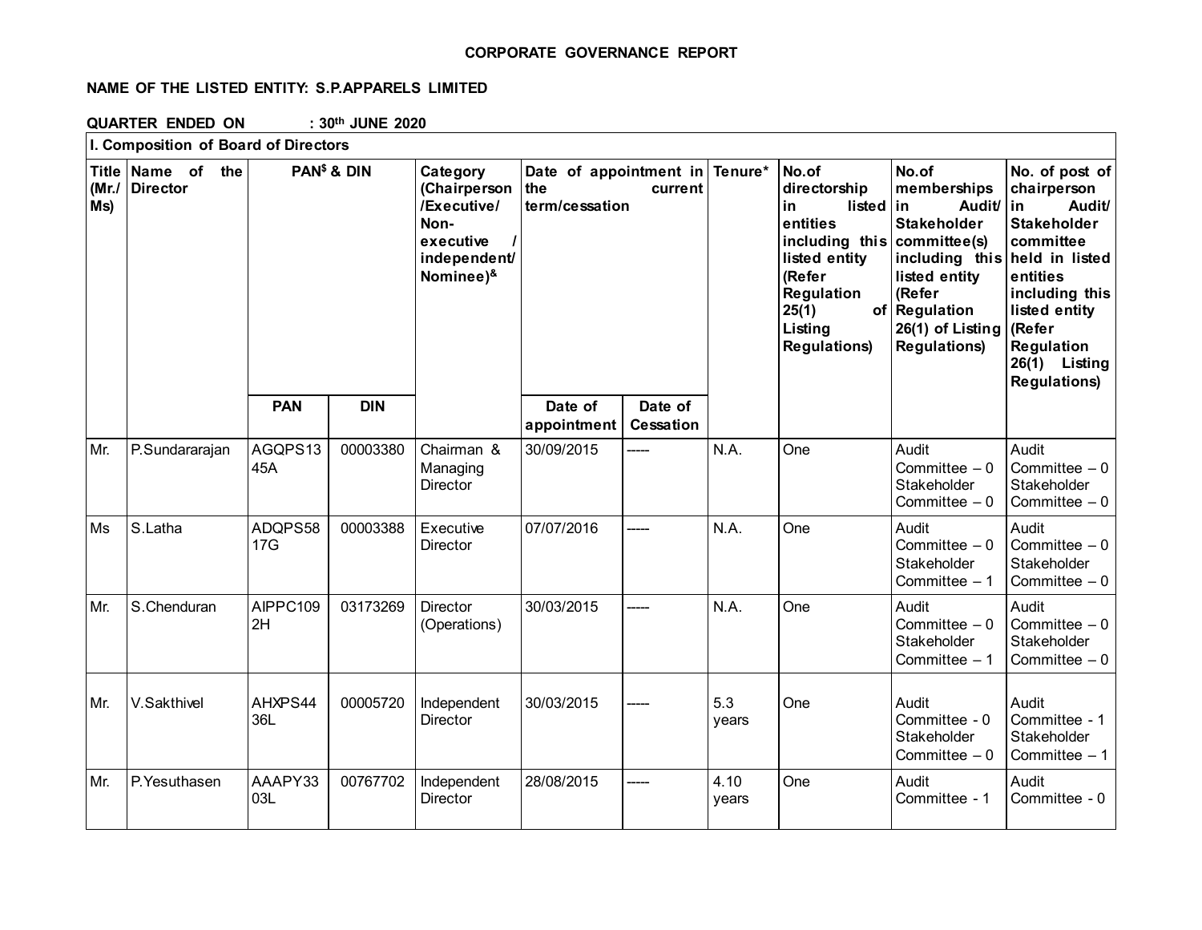**CORPORATE GOVERNANCE REPORT**

**NAME OF THE LISTED ENTITY: S.P.APPARELS LIMITED**

**QUARTER ENDED ON : 30th JUNE 2020**

**I. Composition of Board of Directors**

| Title (Mr./ Ms) | Name of the Director | PAN$ & DIN | | Category (Chairperson /Executive/ Non-executive / independent/ Nominee)& | Date of appointment in the current term/cessation | | Tenure* | No.of directorship in listed entities including this listed entity (Refer Regulation 25(1) of Listing Regulations) | No.of memberships in Audit/ Stakeholder committee(s) including this listed entity (Refer Regulation 26(1) of Listing Regulations) | No. of post of chairperson in Audit/ Stakeholder committee held in listed entities including this listed entity (Refer Regulation 26(1) Listing Regulations) |
|---|---|---|---|---|---|---|---|---|---|---|
| | | PAN | DIN | | Date of appointment | Date of Cessation | | | | |
| Mr. | P.Sundararajan | AGQPS1345A | 00003380 | Chairman & Managing Director | 30/09/2015 | ----- | N.A. | One | Audit Committee – 0 Stakeholder Committee – 0 | Audit Committee – 0 Stakeholder Committee – 0 |
| Ms | S.Latha | ADQPS5817G | 00003388 | Executive Director | 07/07/2016 | ----- | N.A. | One | Audit Committee – 0 Stakeholder Committee – 1 | Audit Committee – 0 Stakeholder Committee – 0 |
| Mr. | S.Chenduran | AIPPC1092H | 03173269 | Director (Operations) | 30/03/2015 | ----- | N.A. | One | Audit Committee – 0 Stakeholder Committee – 1 | Audit Committee – 0 Stakeholder Committee – 0 |
| Mr. | V.Sakthivel | AHXPS4436L | 00005720 | Independent Director | 30/03/2015 | ----- | 5.3 years | One | Audit Committee - 0 Stakeholder Committee – 0 | Audit Committee - 1 Stakeholder Committee – 1 |
| Mr. | P.Yesuthasen | AAAPY3303L | 00767702 | Independent Director | 28/08/2015 | ----- | 4.10 years | One | Audit Committee - 1 | Audit Committee - 0 |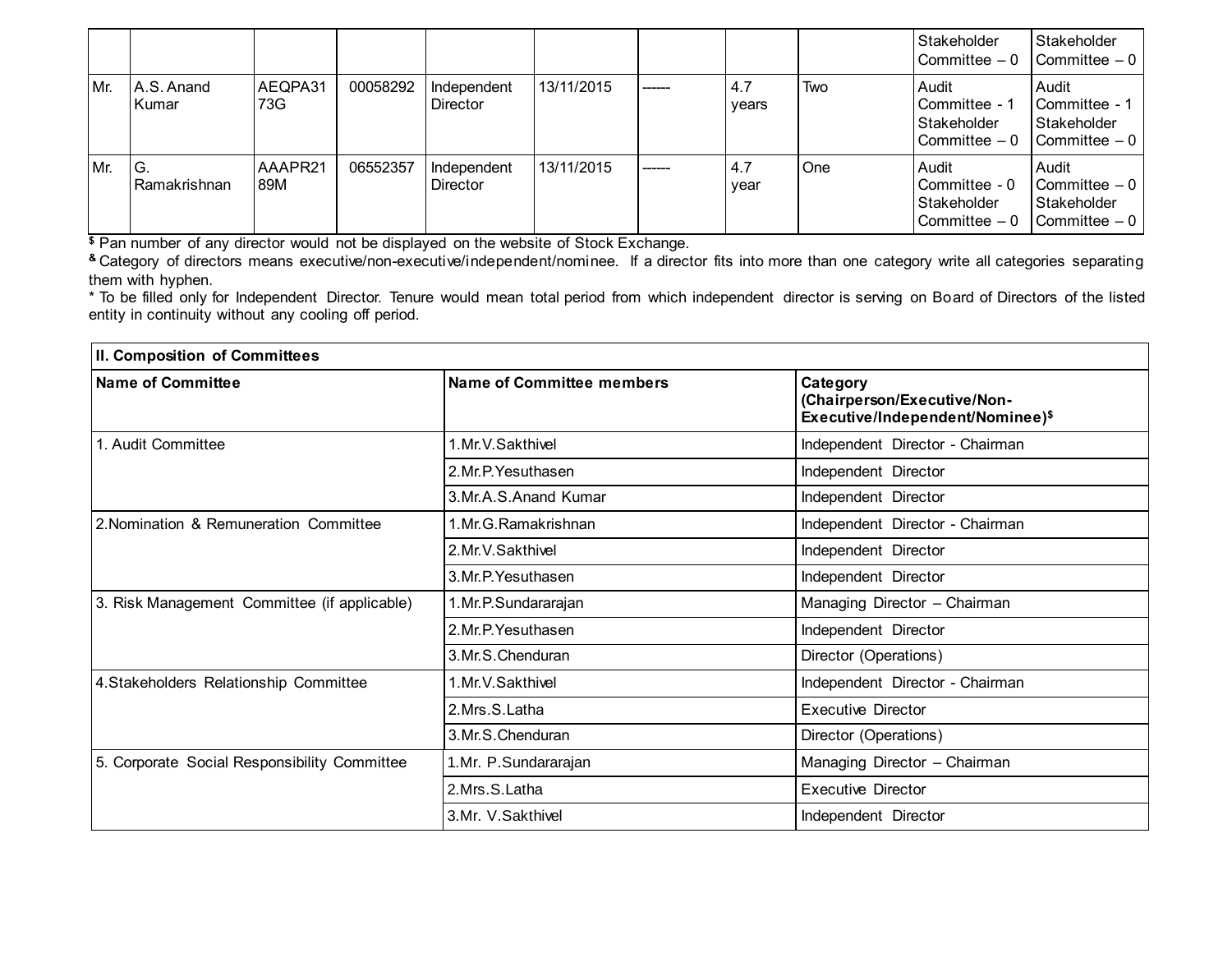| | | | | | | | | | | |
|---|---|---|---|---|---|---|---|---|---|---|
| | | | | | | | | | Stakeholder Committee – 0 | Stakeholder Committee – 0 |
| Mr. | A.S. Anand Kumar | AEQPA3173G | 00058292 | Independent Director | 13/11/2015 | ------ | 4.7 years | Two | Audit Committee - 1 Stakeholder Committee – 0 | Audit Committee - 1 Stakeholder Committee – 0 |
| Mr. | G. Ramakrishnan | AAAPR2189M | 06552357 | Independent Director | 13/11/2015 | ------ | 4.7 year | One | Audit Committee - 0 Stakeholder Committee – 0 | Audit Committee – 0 Stakeholder Committee – 0 |

$ Pan number of any director would not be displayed on the website of Stock Exchange.

& Category of directors means executive/non-executive/independent/nominee. If a director fits into more than one category write all categories separating them with hyphen.

* To be filled only for Independent Director. Tenure would mean total period from which independent director is serving on Board of Directors of the listed entity in continuity without any cooling off period.

| **II. Composition of Committees** | | |
|---|---|---|
| **Name of Committee** | **Name of Committee members** | **Category (Chairperson/Executive/Non-Executive/Independent/Nominee)$** |
| 1. Audit Committee | 1.Mr.V.Sakthivel | Independent Director - Chairman |
| | 2.Mr.P.Yesuthasen | Independent Director |
| | 3.Mr.A.S.Anand Kumar | Independent Director |
| 2.Nomination & Remuneration Committee | 1.Mr.G.Ramakrishnan | Independent Director - Chairman |
| | 2.Mr.V.Sakthivel | Independent Director |
| | 3.Mr.P.Yesuthasen | Independent Director |
| 3. Risk Management Committee (if applicable) | 1.Mr.P.Sundararajan | Managing Director – Chairman |
| | 2.Mr.P.Yesuthasen | Independent Director |
| | 3.Mr.S.Chenduran | Director (Operations) |
| 4.Stakeholders Relationship Committee | 1.Mr.V.Sakthivel | Independent Director - Chairman |
| | 2.Mrs.S.Latha | Executive Director |
| | 3.Mr.S.Chenduran | Director (Operations) |
| 5. Corporate Social Responsibility Committee | 1.Mr. P.Sundararajan | Managing Director – Chairman |
| | 2.Mrs.S.Latha | Executive Director |
| | 3.Mr. V.Sakthivel | Independent Director |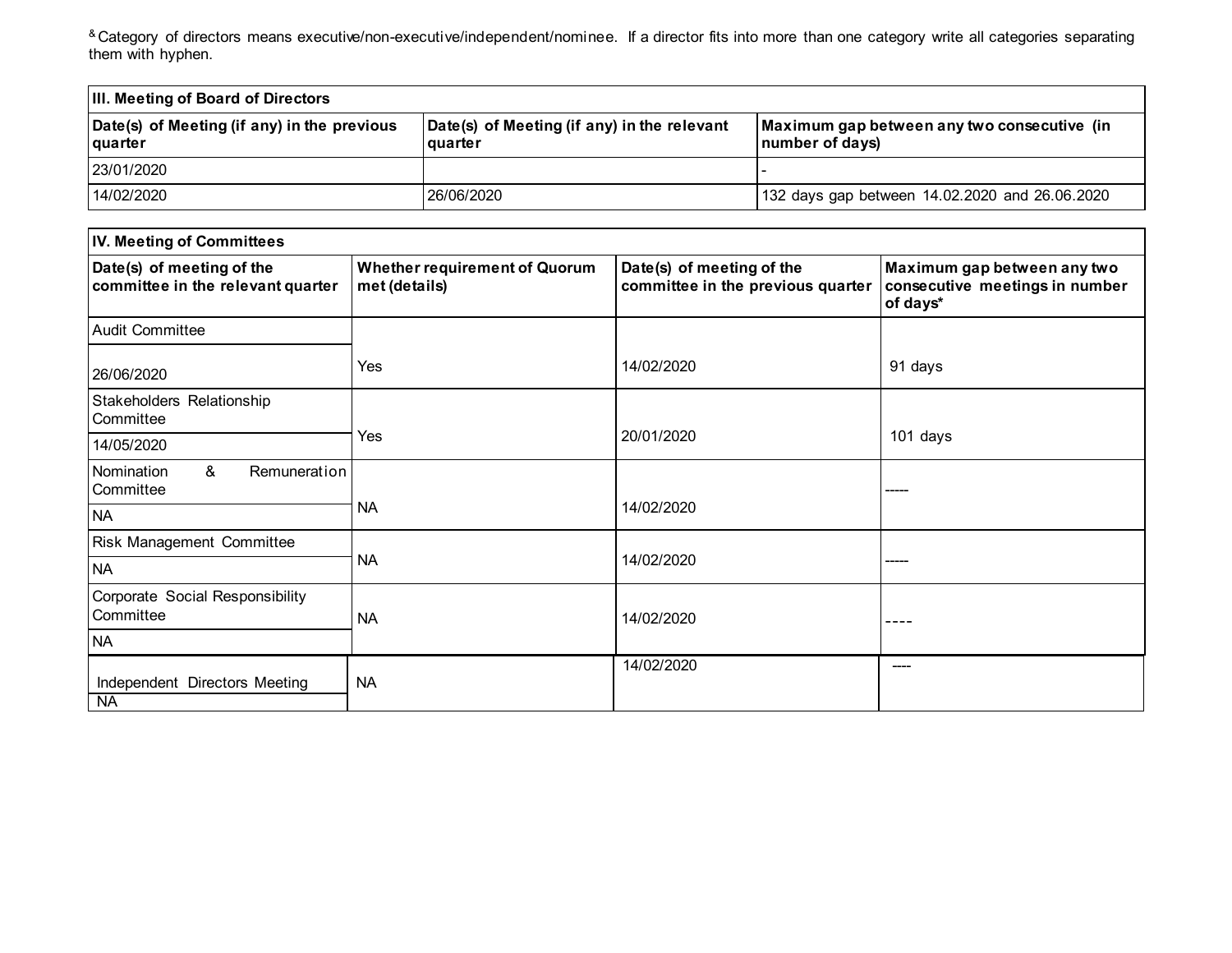[&] Category of directors means executive/non-executive/independent/nominee. If a director fits into more than one category write all categories separating them with hyphen.

| III. Meeting of Board of Directors | | |
|---|---|---|
| **Date(s) of Meeting (if any) in the previous quarter** | **Date(s) of Meeting (if any) in the relevant quarter** | **Maximum gap between any two consecutive (in number of days)** |
| 23/01/2020 | | - |
| 14/02/2020 | 26/06/2020 | 132 days gap between 14.02.2020 and 26.06.2020 |

| IV. Meeting of Committees | | | |
|---|---|---|---|
| **Date(s) of meeting of the committee in the relevant quarter** | **Whether requirement of Quorum met (details)** | **Date(s) of meeting of the committee in the previous quarter** | **Maximum gap between any two consecutive meetings in number of days*** |
| Audit Committee<br>26/06/2020 | Yes | 14/02/2020 | 91 days |
| Stakeholders Relationship Committee<br>14/05/2020 | Yes | 20/01/2020 | 101 days |
| Nomination & Remuneration Committee<br>NA | NA | 14/02/2020 | ----- |
| Risk Management Committee<br>NA | NA | 14/02/2020 | ----- |
| Corporate Social Responsibility Committee<br>NA | NA | 14/02/2020 | ---- |
| Independent Directors Meeting<br>NA | NA | 14/02/2020 | ---- |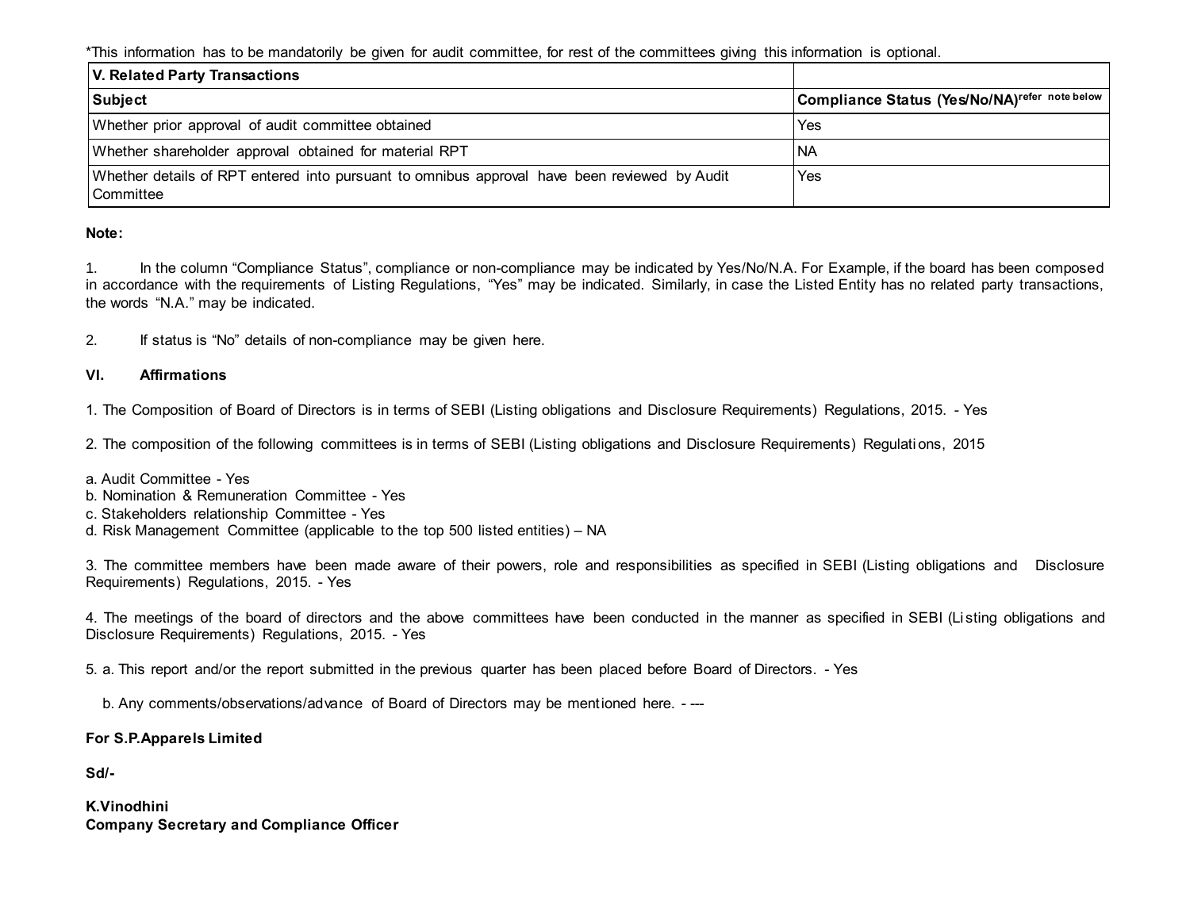*This information has to be mandatorily be given for audit committee, for rest of the committees giving this information is optional.

| V. Related Party Transactions | |
|---|---|
| **Subject** | **Compliance Status (Yes/No/NA)** [refer note below] |
| Whether prior approval of audit committee obtained | Yes |
| Whether shareholder approval obtained for material RPT | NA |
| Whether details of RPT entered into pursuant to omnibus approval have been reviewed by Audit Committee | Yes |

**Note:**

1. In the column "Compliance Status", compliance or non-compliance may be indicated by Yes/No/N.A. For Example, if the board has been composed in accordance with the requirements of Listing Regulations, "Yes" may be indicated. Similarly, in case the Listed Entity has no related party transactions, the words "N.A." may be indicated.

2. If status is "No" details of non-compliance may be given here.

**VI. Affirmations**

1. The Composition of Board of Directors is in terms of SEBI (Listing obligations and Disclosure Requirements) Regulations, 2015. - Yes

2. The composition of the following committees is in terms of SEBI (Listing obligations and Disclosure Requirements) Regulations, 2015

a. Audit Committee - Yes
b. Nomination & Remuneration Committee - Yes
c. Stakeholders relationship Committee - Yes
d. Risk Management Committee (applicable to the top 500 listed entities) – NA

3. The committee members have been made aware of their powers, role and responsibilities as specified in SEBI (Listing obligations and Disclosure Requirements) Regulations, 2015. - Yes

4. The meetings of the board of directors and the above committees have been conducted in the manner as specified in SEBI (Listing obligations and Disclosure Requirements) Regulations, 2015. - Yes

5. a. This report and/or the report submitted in the previous quarter has been placed before Board of Directors. - Yes

b. Any comments/observations/advance of Board of Directors may be mentioned here. - ---

**For S.P.Apparels Limited**

**Sd/-**

**K.Vinodhini**
**Company Secretary and Compliance Officer**